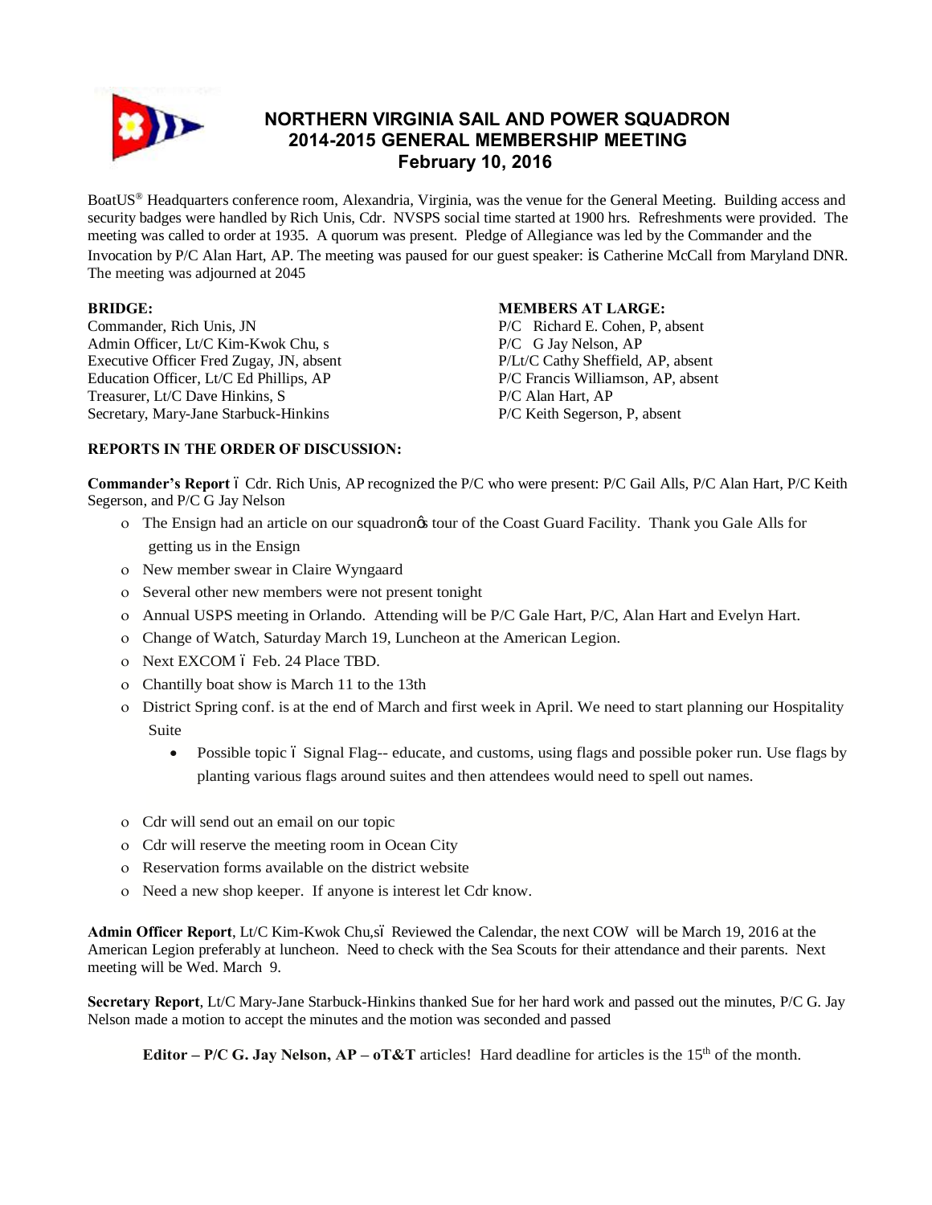# NORTHERN VIRGINIA SAIL AND POWER SQUADRON
## 2014-2015 GENERAL MEMBERSHIP MEETING
## February 10, 2016

BoatUS® Headquarters conference room, Alexandria, Virginia, was the venue for the General Meeting. Building access and security badges were handled by Rich Unis, Cdr. NVSPS social time started at 1900 hrs. Refreshments were provided. The meeting was called to order at 1935. A quorum was present. Pledge of Allegiance was led by the Commander and the Invocation by P/C Alan Hart, AP. The meeting was paused for our guest speaker: is Catherine McCall from Maryland DNR. The meeting was adjourned at 2045

**BRIDGE:**
Commander, Rich Unis, JN
Admin Officer, Lt/C Kim-Kwok Chu, s
Executive Officer Fred Zugay, JN, absent
Education Officer, Lt/C Ed Phillips, AP
Treasurer, Lt/C Dave Hinkins, S
Secretary, Mary-Jane Starbuck-Hinkins

**MEMBERS AT LARGE:**
P/C Richard E. Cohen, P, absent
P/C G Jay Nelson, AP
P/Lt/C Cathy Sheffield, AP, absent
P/C Francis Williamson, AP, absent
P/C Alan Hart, AP
P/C Keith Segerson, P, absent

**REPORTS IN THE ORDER OF DISCUSSION:**

**Commander's Report** – Cdr. Rich Unis, AP recognized the P/C who were present: P/C Gail Alls, P/C Alan Hart, P/C Keith Segerson, and P/C G Jay Nelson

- The Ensign had an article on our squadron's tour of the Coast Guard Facility. Thank you Gale Alls for getting us in the Ensign
- New member swear in Claire Wyngaard
- Several other new members were not present tonight
- Annual USPS meeting in Orlando. Attending will be P/C Gale Hart, P/C, Alan Hart and Evelyn Hart.
- Change of Watch, Saturday March 19, Luncheon at the American Legion.
- Next EXCOM – Feb. 24 Place TBD.
- Chantilly boat show is March 11 to the 13th
- District Spring conf. is at the end of March and first week in April. We need to start planning our Hospitality Suite
  - Possible topic – Signal Flag-- educate, and customs, using flags and possible poker run. Use flags by planting various flags around suites and then attendees would need to spell out names.
- Cdr will send out an email on our topic
- Cdr will reserve the meeting room in Ocean City
- Reservation forms available on the district website
- Need a new shop keeper. If anyone is interest let Cdr know.

**Admin Officer Report**, Lt/C Kim-Kwok Chu,s– Reviewed the Calendar, the next COW will be March 19, 2016 at the American Legion preferably at luncheon. Need to check with the Sea Scouts for their attendance and their parents. Next meeting will be Wed. March 9.

**Secretary Report**, Lt/C Mary-Jane Starbuck-Hinkins thanked Sue for her hard work and passed out the minutes, P/C G. Jay Nelson made a motion to accept the minutes and the motion was seconded and passed

**Editor – P/C G. Jay Nelson, AP – oT&T** articles! Hard deadline for articles is the 15th of the month.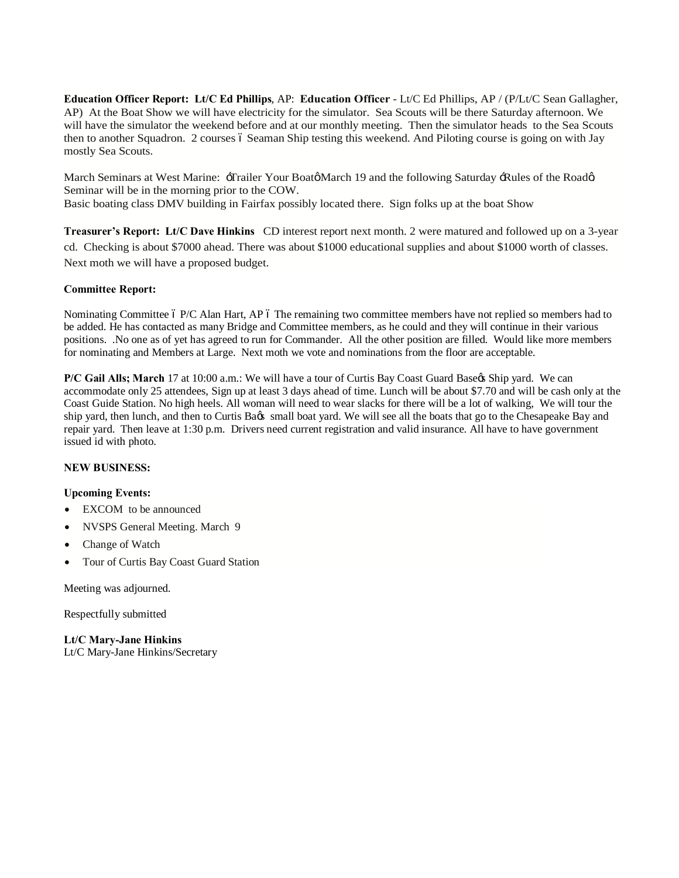**Education Officer Report: Lt/C Ed Phillips**, AP: **Education Officer** - Lt/C Ed Phillips, AP / (P/Lt/C Sean Gallagher, AP) At the Boat Show we will have electricity for the simulator. Sea Scouts will be there Saturday afternoon. We will have the simulator the weekend before and at our monthly meeting. Then the simulator heads to the Sea Scouts then to another Squadron. 2 courses ó Seaman Ship testing this weekend. And Piloting course is going on with Jay mostly Sea Scouts.

March Seminars at West Marine: óTrailer Your Boatô March 19 and the following Saturday óRules of the Roadô. Seminar will be in the morning prior to the COW.
Basic boating class DMV building in Fairfax possibly located there. Sign folks up at the boat Show

**Treasurer's Report: Lt/C Dave Hinkins** CD interest report next month. 2 were matured and followed up on a 3-year cd. Checking is about $7000 ahead. There was about $1000 educational supplies and about $1000 worth of classes. Next moth we will have a proposed budget.

**Committee Report:**

Nominating Committee ó P/C Alan Hart, AP ó The remaining two committee members have not replied so members had to be added. He has contacted as many Bridge and Committee members, as he could and they will continue in their various positions. .No one as of yet has agreed to run for Commander. All the other position are filled. Would like more members for nominating and Members at Large. Next moth we vote and nominations from the floor are acceptable.

**P/C Gail Alls; March** 17 at 10:00 a.m.: We will have a tour of Curtis Bay Coast Guard Baseøs Ship yard. We can accommodate only 25 attendees, Sign up at least 3 days ahead of time. Lunch will be about $7.70 and will be cash only at the Coast Guide Station. No high heels. All woman will need to wear slacks for there will be a lot of walking, We will tour the ship yard, then lunch, and then to Curtis Baøs small boat yard. We will see all the boats that go to the Chesapeake Bay and repair yard. Then leave at 1:30 p.m. Drivers need current registration and valid insurance. All have to have government issued id with photo.

**NEW BUSINESS:**

**Upcoming Events:**

- EXCOM to be announced
- NVSPS General Meeting. March 9
- Change of Watch
- Tour of Curtis Bay Coast Guard Station

Meeting was adjourned.

Respectfully submitted

**Lt/C Mary-Jane Hinkins**
Lt/C Mary-Jane Hinkins/Secretary